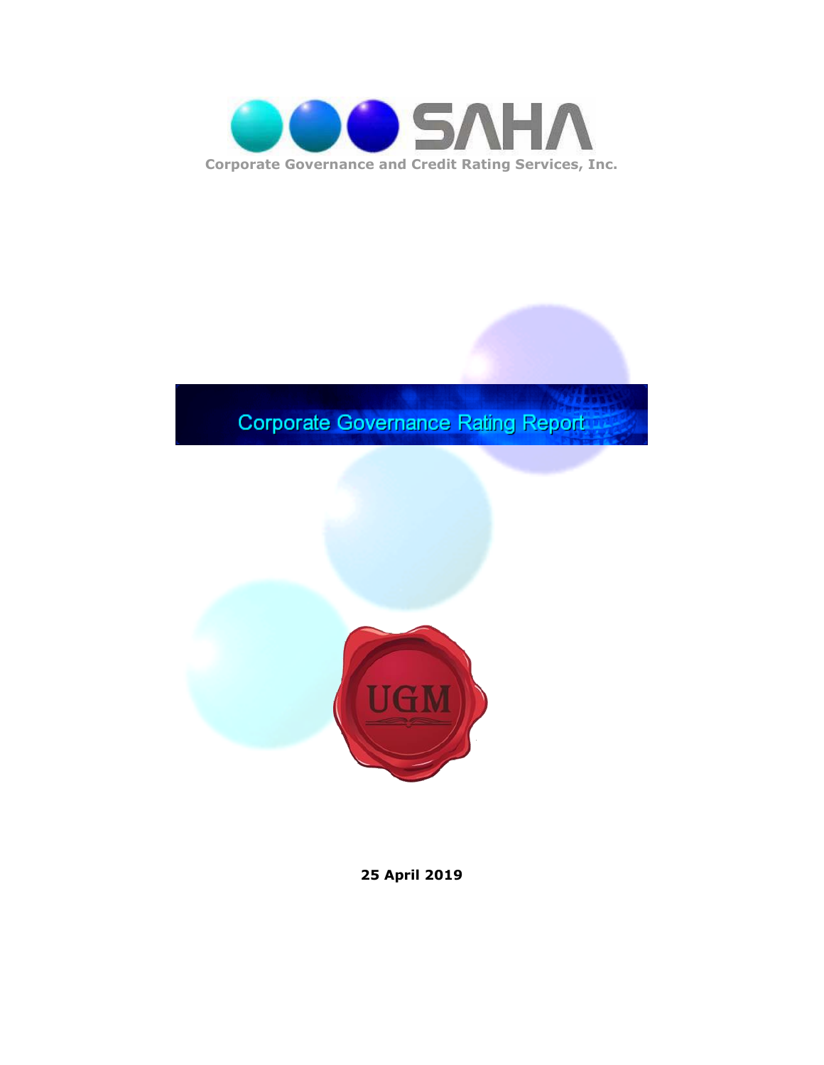SAHA

Corporate Governance and Credit Rating Services, Inc.

# Corporate Governance Rating Report

UGM

**25 April 2019**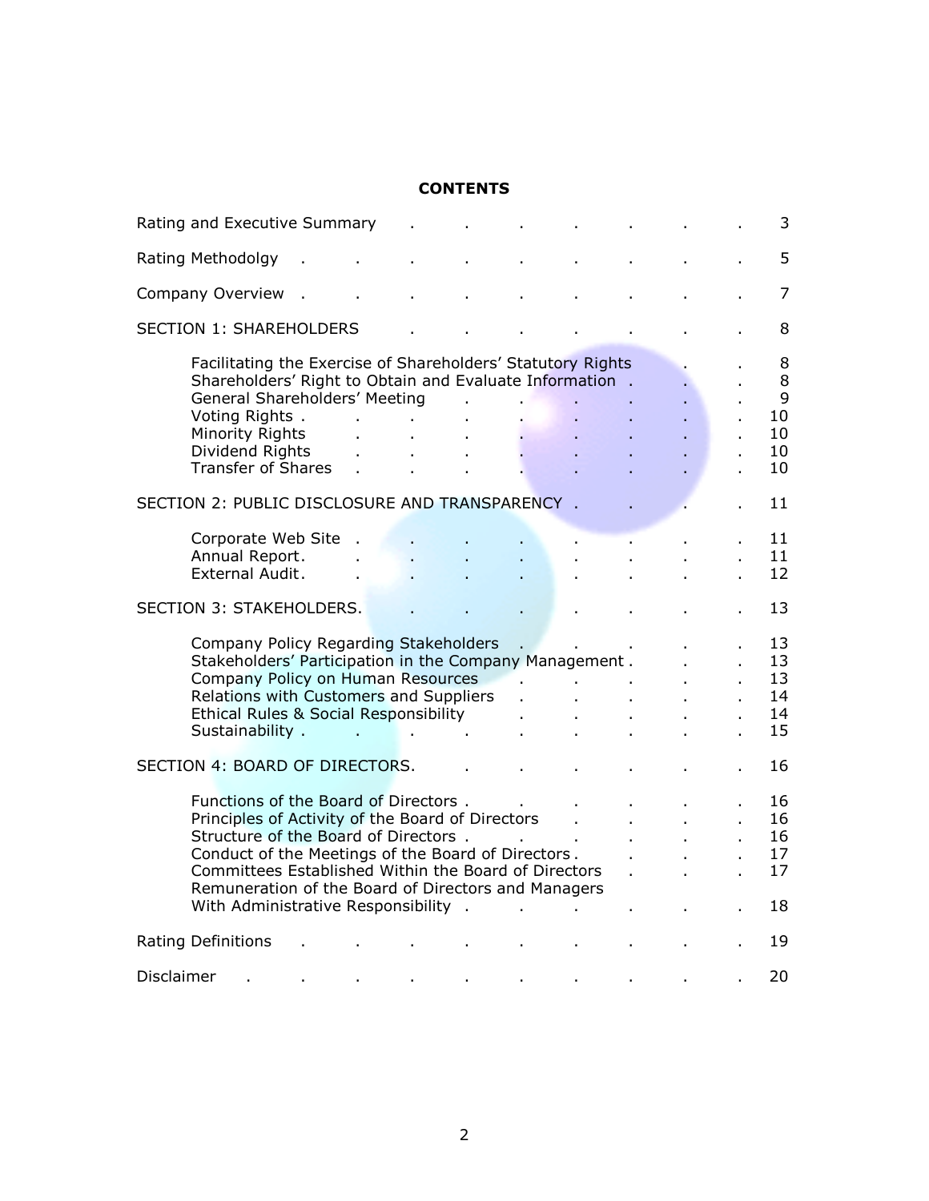# CONTENTS

| | |
|---|---|
| Rating and Executive Summary | 3 |
| Rating Methodolgy | 5 |
| Company Overview | 7 |
| SECTION 1: SHAREHOLDERS | 8 |
| &nbsp;&nbsp;&nbsp;&nbsp;Facilitating the Exercise of Shareholders' Statutory Rights | 8 |
| &nbsp;&nbsp;&nbsp;&nbsp;Shareholders' Right to Obtain and Evaluate Information | 8 |
| &nbsp;&nbsp;&nbsp;&nbsp;General Shareholders' Meeting | 9 |
| &nbsp;&nbsp;&nbsp;&nbsp;Voting Rights | 10 |
| &nbsp;&nbsp;&nbsp;&nbsp;Minority Rights | 10 |
| &nbsp;&nbsp;&nbsp;&nbsp;Dividend Rights | 10 |
| &nbsp;&nbsp;&nbsp;&nbsp;Transfer of Shares | 10 |
| SECTION 2: PUBLIC DISCLOSURE AND TRANSPARENCY | 11 |
| &nbsp;&nbsp;&nbsp;&nbsp;Corporate Web Site | 11 |
| &nbsp;&nbsp;&nbsp;&nbsp;Annual Report | 11 |
| &nbsp;&nbsp;&nbsp;&nbsp;External Audit | 12 |
| SECTION 3: STAKEHOLDERS | 13 |
| &nbsp;&nbsp;&nbsp;&nbsp;Company Policy Regarding Stakeholders | 13 |
| &nbsp;&nbsp;&nbsp;&nbsp;Stakeholders' Participation in the Company Management | 13 |
| &nbsp;&nbsp;&nbsp;&nbsp;Company Policy on Human Resources | 13 |
| &nbsp;&nbsp;&nbsp;&nbsp;Relations with Customers and Suppliers | 14 |
| &nbsp;&nbsp;&nbsp;&nbsp;Ethical Rules & Social Responsibility | 14 |
| &nbsp;&nbsp;&nbsp;&nbsp;Sustainability | 15 |
| SECTION 4: BOARD OF DIRECTORS | 16 |
| &nbsp;&nbsp;&nbsp;&nbsp;Functions of the Board of Directors | 16 |
| &nbsp;&nbsp;&nbsp;&nbsp;Principles of Activity of the Board of Directors | 16 |
| &nbsp;&nbsp;&nbsp;&nbsp;Structure of the Board of Directors | 16 |
| &nbsp;&nbsp;&nbsp;&nbsp;Conduct of the Meetings of the Board of Directors | 17 |
| &nbsp;&nbsp;&nbsp;&nbsp;Committees Established Within the Board of Directors | 17 |
| &nbsp;&nbsp;&nbsp;&nbsp;Remuneration of the Board of Directors and Managers With Administrative Responsibility | 18 |
| Rating Definitions | 19 |
| Disclaimer | 20 |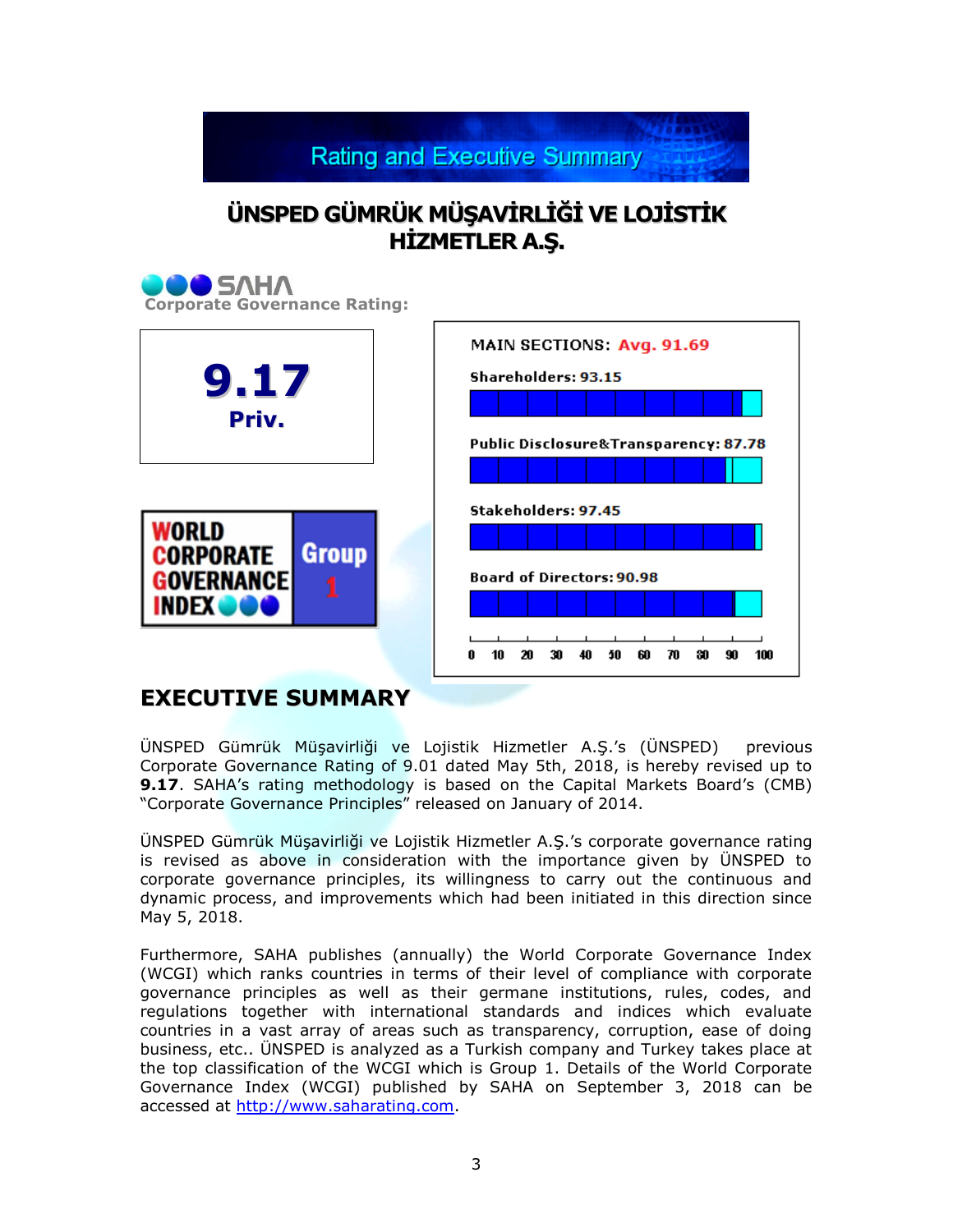# Rating and Executive Summary

## ÜNSPED GÜMRÜK MÜŞAVİRLİĞİ VE LOJİSTİK HİZMETLER A.Ş.

SAHA

Corporate Governance Rating:

**9.17**
**Priv.**

WORLD CORPORATE GOVERNANCE INDEX — Group 1

MAIN SECTIONS: Avg. 91.69

| Section | Score |
|---|---|
| Shareholders | 93.15 |
| Public Disclosure&Transparency | 87.78 |
| Stakeholders | 97.45 |
| Board of Directors | 90.98 |

## EXECUTIVE SUMMARY

ÜNSPED Gümrük Müşavirliği ve Lojistik Hizmetler A.Ş.'s (ÜNSPED) previous Corporate Governance Rating of 9.01 dated May 5th, 2018, is hereby revised up to **9.17**. SAHA's rating methodology is based on the Capital Markets Board's (CMB) "Corporate Governance Principles" released on January of 2014.

ÜNSPED Gümrük Müşavirliği ve Lojistik Hizmetler A.Ş.'s corporate governance rating is revised as above in consideration with the importance given by ÜNSPED to corporate governance principles, its willingness to carry out the continuous and dynamic process, and improvements which had been initiated in this direction since May 5, 2018.

Furthermore, SAHA publishes (annually) the World Corporate Governance Index (WCGI) which ranks countries in terms of their level of compliance with corporate governance principles as well as their germane institutions, rules, codes, and regulations together with international standards and indices which evaluate countries in a vast array of areas such as transparency, corruption, ease of doing business, etc.. ÜNSPED is analyzed as a Turkish company and Turkey takes place at the top classification of the WCGI which is Group 1. Details of the World Corporate Governance Index (WCGI) published by SAHA on September 3, 2018 can be accessed at http://www.saharating.com.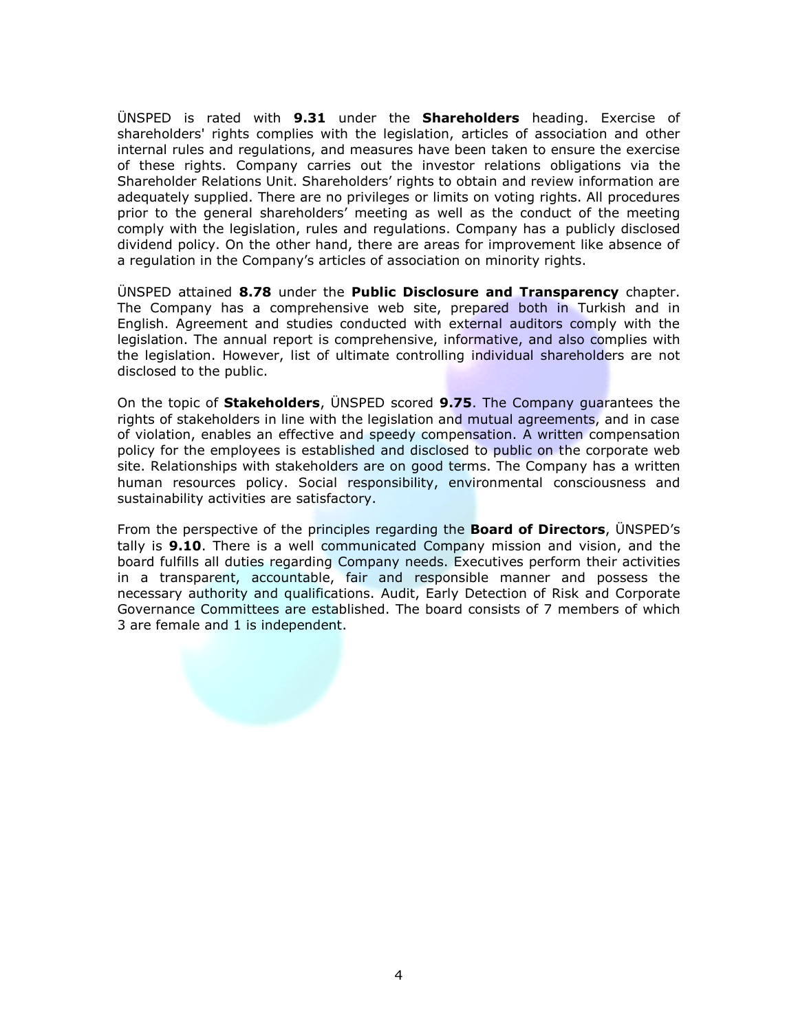ÜNSPED is rated with **9.31** under the **Shareholders** heading. Exercise of shareholders' rights complies with the legislation, articles of association and other internal rules and regulations, and measures have been taken to ensure the exercise of these rights. Company carries out the investor relations obligations via the Shareholder Relations Unit. Shareholders' rights to obtain and review information are adequately supplied. There are no privileges or limits on voting rights. All procedures prior to the general shareholders' meeting as well as the conduct of the meeting comply with the legislation, rules and regulations. Company has a publicly disclosed dividend policy. On the other hand, there are areas for improvement like absence of a regulation in the Company's articles of association on minority rights.

ÜNSPED attained **8.78** under the **Public Disclosure and Transparency** chapter. The Company has a comprehensive web site, prepared both in Turkish and in English. Agreement and studies conducted with external auditors comply with the legislation. The annual report is comprehensive, informative, and also complies with the legislation. However, list of ultimate controlling individual shareholders are not disclosed to the public.

On the topic of **Stakeholders**, ÜNSPED scored **9.75**. The Company guarantees the rights of stakeholders in line with the legislation and mutual agreements, and in case of violation, enables an effective and speedy compensation. A written compensation policy for the employees is established and disclosed to public on the corporate web site. Relationships with stakeholders are on good terms. The Company has a written human resources policy. Social responsibility, environmental consciousness and sustainability activities are satisfactory.

From the perspective of the principles regarding the **Board of Directors**, ÜNSPED's tally is **9.10**. There is a well communicated Company mission and vision, and the board fulfills all duties regarding Company needs. Executives perform their activities in a transparent, accountable, fair and responsible manner and possess the necessary authority and qualifications. Audit, Early Detection of Risk and Corporate Governance Committees are established. The board consists of 7 members of which 3 are female and 1 is independent.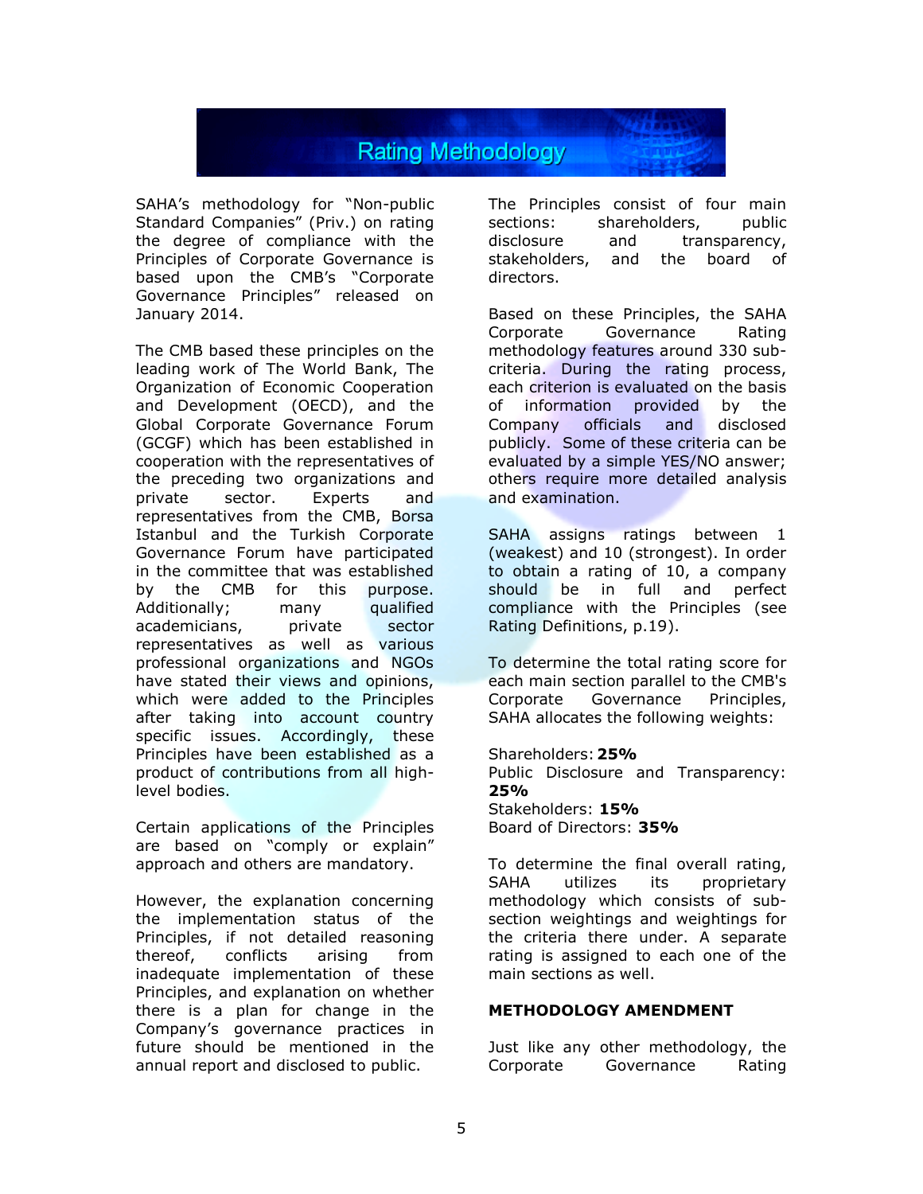# Rating Methodology

SAHA's methodology for "Non-public Standard Companies" (Priv.) on rating the degree of compliance with the Principles of Corporate Governance is based upon the CMB's "Corporate Governance Principles" released on January 2014.

The CMB based these principles on the leading work of The World Bank, The Organization of Economic Cooperation and Development (OECD), and the Global Corporate Governance Forum (GCGF) which has been established in cooperation with the representatives of the preceding two organizations and private sector. Experts and representatives from the CMB, Borsa Istanbul and the Turkish Corporate Governance Forum have participated in the committee that was established by the CMB for this purpose. Additionally; many qualified academicians, private sector representatives as well as various professional organizations and NGOs have stated their views and opinions, which were added to the Principles after taking into account country specific issues. Accordingly, these Principles have been established as a product of contributions from all high-level bodies.

Certain applications of the Principles are based on "comply or explain" approach and others are mandatory.

However, the explanation concerning the implementation status of the Principles, if not detailed reasoning thereof, conflicts arising from inadequate implementation of these Principles, and explanation on whether there is a plan for change in the Company's governance practices in future should be mentioned in the annual report and disclosed to public.

The Principles consist of four main sections: shareholders, public disclosure and transparency, stakeholders, and the board of directors.

Based on these Principles, the SAHA Corporate Governance Rating methodology features around 330 sub-criteria. During the rating process, each criterion is evaluated on the basis of information provided by the Company officials and disclosed publicly. Some of these criteria can be evaluated by a simple YES/NO answer; others require more detailed analysis and examination.

SAHA assigns ratings between 1 (weakest) and 10 (strongest). In order to obtain a rating of 10, a company should be in full and perfect compliance with the Principles (see Rating Definitions, p.19).

To determine the total rating score for each main section parallel to the CMB's Corporate Governance Principles, SAHA allocates the following weights:

Shareholders: **25%**
Public Disclosure and Transparency: **25%**
Stakeholders: **15%**
Board of Directors: **35%**

To determine the final overall rating, SAHA utilizes its proprietary methodology which consists of sub-section weightings and weightings for the criteria there under. A separate rating is assigned to each one of the main sections as well.

**METHODOLOGY AMENDMENT**

Just like any other methodology, the Corporate Governance Rating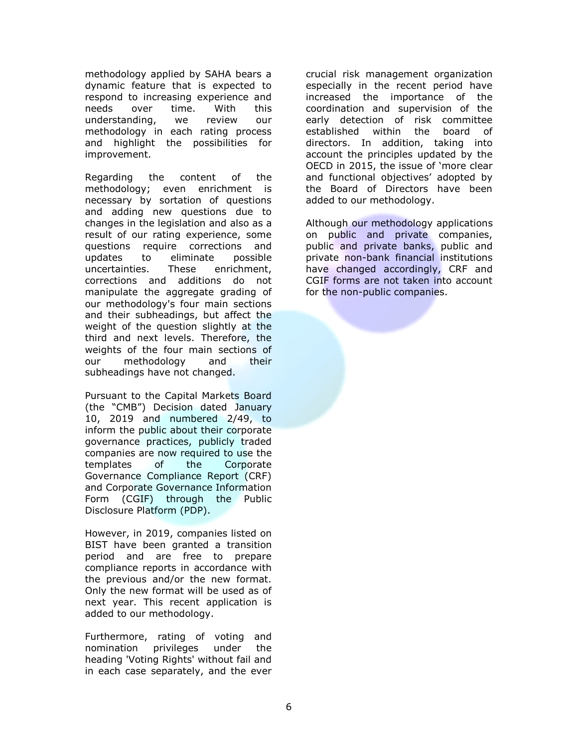methodology applied by SAHA bears a dynamic feature that is expected to respond to increasing experience and needs over time. With this understanding, we review our methodology in each rating process and highlight the possibilities for improvement.

Regarding the content of the methodology; even enrichment is necessary by sortation of questions and adding new questions due to changes in the legislation and also as a result of our rating experience, some questions require corrections and updates to eliminate possible uncertainties. These enrichment, corrections and additions do not manipulate the aggregate grading of our methodology's four main sections and their subheadings, but affect the weight of the question slightly at the third and next levels. Therefore, the weights of the four main sections of our methodology and their subheadings have not changed.

Pursuant to the Capital Markets Board (the "CMB") Decision dated January 10, 2019 and numbered 2/49, to inform the public about their corporate governance practices, publicly traded companies are now required to use the templates of the Corporate Governance Compliance Report (CRF) and Corporate Governance Information Form (CGIF) through the Public Disclosure Platform (PDP).

However, in 2019, companies listed on BIST have been granted a transition period and are free to prepare compliance reports in accordance with the previous and/or the new format. Only the new format will be used as of next year. This recent application is added to our methodology.

Furthermore, rating of voting and nomination privileges under the heading 'Voting Rights' without fail and in each case separately, and the ever crucial risk management organization especially in the recent period have increased the importance of the coordination and supervision of the early detection of risk committee established within the board of directors. In addition, taking into account the principles updated by the OECD in 2015, the issue of 'more clear and functional objectives' adopted by the Board of Directors have been added to our methodology.

Although our methodology applications on public and private companies, public and private banks, public and private non-bank financial institutions have changed accordingly, CRF and CGIF forms are not taken into account for the non-public companies.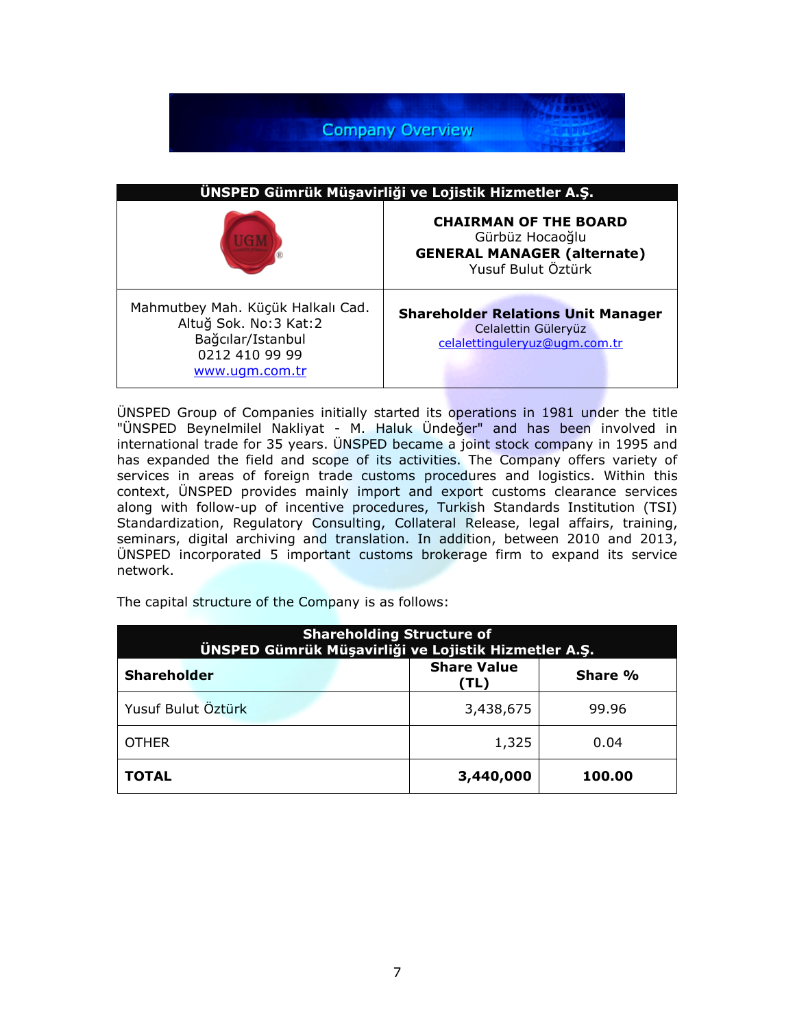# Company Overview

| ÜNSPED Gümrük Müşavirliği ve Lojistik Hizmetler A.Ş. | |
|---|---|
| | **CHAIRMAN OF THE BOARD**<br>Gürbüz Hocaoğlu<br>**GENERAL MANAGER (alternate)**<br>Yusuf Bulut Öztürk |
| Mahmutbey Mah. Küçük Halkalı Cad.<br>Altuğ Sok. No:3 Kat:2<br>Bağcılar/Istanbul<br>0212 410 99 99<br>www.ugm.com.tr | **Shareholder Relations Unit Manager**<br>Celalettin Güleryüz<br>celalettinguleryuz@ugm.com.tr |

ÜNSPED Group of Companies initially started its operations in 1981 under the title "ÜNSPED Beynelmilel Nakliyat - M. Haluk Ündeğer" and has been involved in international trade for 35 years. ÜNSPED became a joint stock company in 1995 and has expanded the field and scope of its activities. The Company offers variety of services in areas of foreign trade customs procedures and logistics. Within this context, ÜNSPED provides mainly import and export customs clearance services along with follow-up of incentive procedures, Turkish Standards Institution (TSI) Standardization, Regulatory Consulting, Collateral Release, legal affairs, training, seminars, digital archiving and translation. In addition, between 2010 and 2013, ÜNSPED incorporated 5 important customs brokerage firm to expand its service network.

The capital structure of the Company is as follows:

| Shareholding Structure of ÜNSPED Gümrük Müşavirliği ve Lojistik Hizmetler A.Ş. | | |
|---|---|---|
| **Shareholder** | **Share Value (TL)** | **Share %** |
| Yusuf Bulut Öztürk | 3,438,675 | 99.96 |
| OTHER | 1,325 | 0.04 |
| **TOTAL** | **3,440,000** | **100.00** |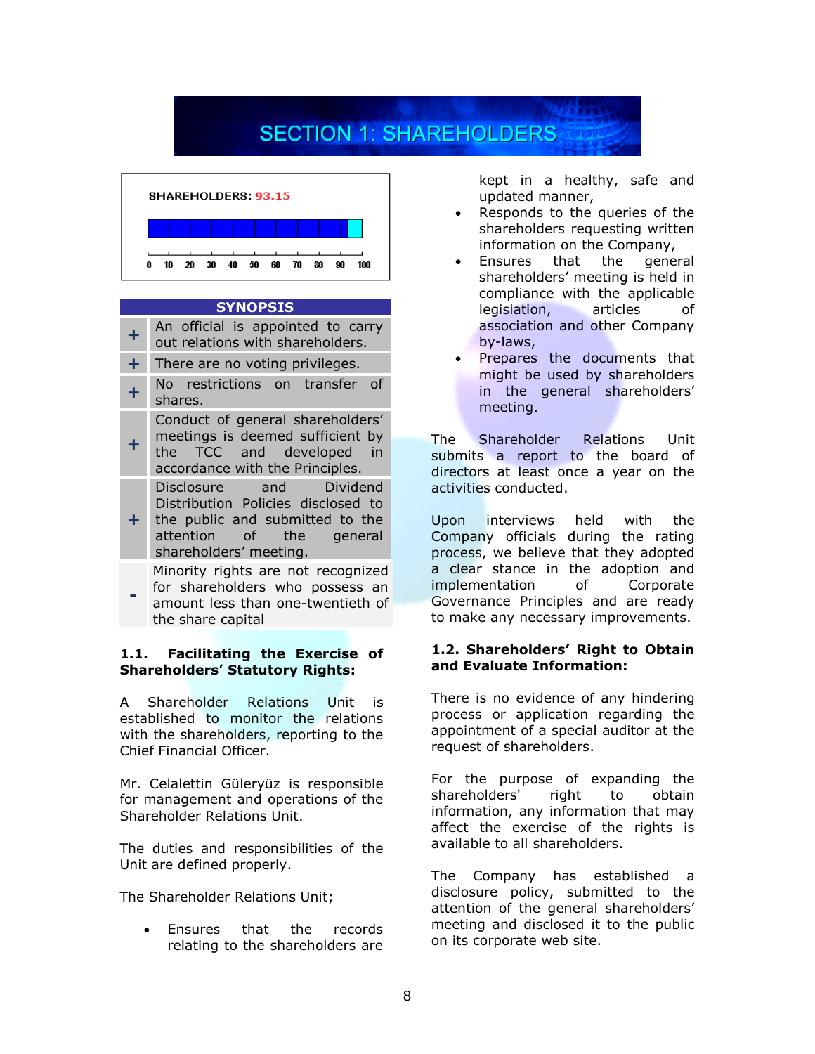# SECTION 1: SHAREHOLDERS

SHAREHOLDERS: 93.15

| | SYNOPSIS |
|---|---|
| + | An official is appointed to carry out relations with shareholders. |
| + | There are no voting privileges. |
| + | No restrictions on transfer of shares. |
| + | Conduct of general shareholders' meetings is deemed sufficient by the TCC and developed in accordance with the Principles. |
| + | Disclosure and Dividend Distribution Policies disclosed to the public and submitted to the attention of the general shareholders' meeting. |
| - | Minority rights are not recognized for shareholders who possess an amount less than one-twentieth of the share capital |

### 1.1. Facilitating the Exercise of Shareholders' Statutory Rights:

A Shareholder Relations Unit is established to monitor the relations with the shareholders, reporting to the Chief Financial Officer.

Mr. Celalettin Güleryüz is responsible for management and operations of the Shareholder Relations Unit.

The duties and responsibilities of the Unit are defined properly.

The Shareholder Relations Unit;

- Ensures that the records relating to the shareholders are kept in a healthy, safe and updated manner,
- Responds to the queries of the shareholders requesting written information on the Company,
- Ensures that the general shareholders' meeting is held in compliance with the applicable legislation, articles of association and other Company by-laws,
- Prepares the documents that might be used by shareholders in the general shareholders' meeting.

The Shareholder Relations Unit submits a report to the board of directors at least once a year on the activities conducted.

Upon interviews held with the Company officials during the rating process, we believe that they adopted a clear stance in the adoption and implementation of Corporate Governance Principles and are ready to make any necessary improvements.

### 1.2. Shareholders' Right to Obtain and Evaluate Information:

There is no evidence of any hindering process or application regarding the appointment of a special auditor at the request of shareholders.

For the purpose of expanding the shareholders' right to obtain information, any information that may affect the exercise of the rights is available to all shareholders.

The Company has established a disclosure policy, submitted to the attention of the general shareholders' meeting and disclosed it to the public on its corporate web site.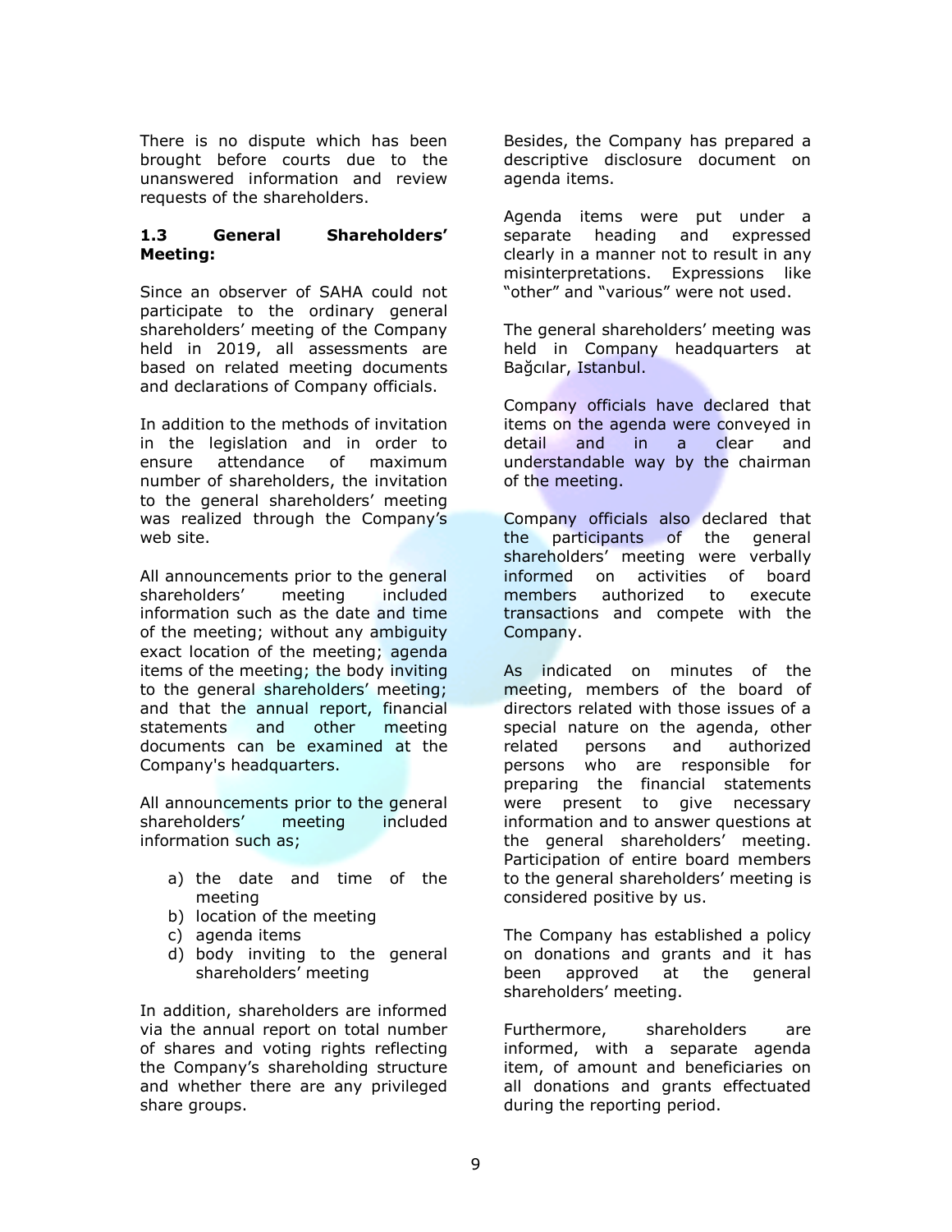There is no dispute which has been brought before courts due to the unanswered information and review requests of the shareholders.

### 1.3 General Shareholders' Meeting:

Since an observer of SAHA could not participate to the ordinary general shareholders' meeting of the Company held in 2019, all assessments are based on related meeting documents and declarations of Company officials.

In addition to the methods of invitation in the legislation and in order to ensure attendance of maximum number of shareholders, the invitation to the general shareholders' meeting was realized through the Company's web site.

All announcements prior to the general shareholders' meeting included information such as the date and time of the meeting; without any ambiguity exact location of the meeting; agenda items of the meeting; the body inviting to the general shareholders' meeting; and that the annual report, financial statements and other meeting documents can be examined at the Company's headquarters.

All announcements prior to the general shareholders' meeting included information such as;

a) the date and time of the meeting
b) location of the meeting
c) agenda items
d) body inviting to the general shareholders' meeting

In addition, shareholders are informed via the annual report on total number of shares and voting rights reflecting the Company's shareholding structure and whether there are any privileged share groups.

Besides, the Company has prepared a descriptive disclosure document on agenda items.

Agenda items were put under a separate heading and expressed clearly in a manner not to result in any misinterpretations. Expressions like "other" and "various" were not used.

The general shareholders' meeting was held in Company headquarters at Bağcılar, Istanbul.

Company officials have declared that items on the agenda were conveyed in detail and in a clear and understandable way by the chairman of the meeting.

Company officials also declared that the participants of the general shareholders' meeting were verbally informed on activities of board members authorized to execute transactions and compete with the Company.

As indicated on minutes of the meeting, members of the board of directors related with those issues of a special nature on the agenda, other related persons and authorized persons who are responsible for preparing the financial statements were present to give necessary information and to answer questions at the general shareholders' meeting. Participation of entire board members to the general shareholders' meeting is considered positive by us.

The Company has established a policy on donations and grants and it has been approved at the general shareholders' meeting.

Furthermore, shareholders are informed, with a separate agenda item, of amount and beneficiaries on all donations and grants effectuated during the reporting period.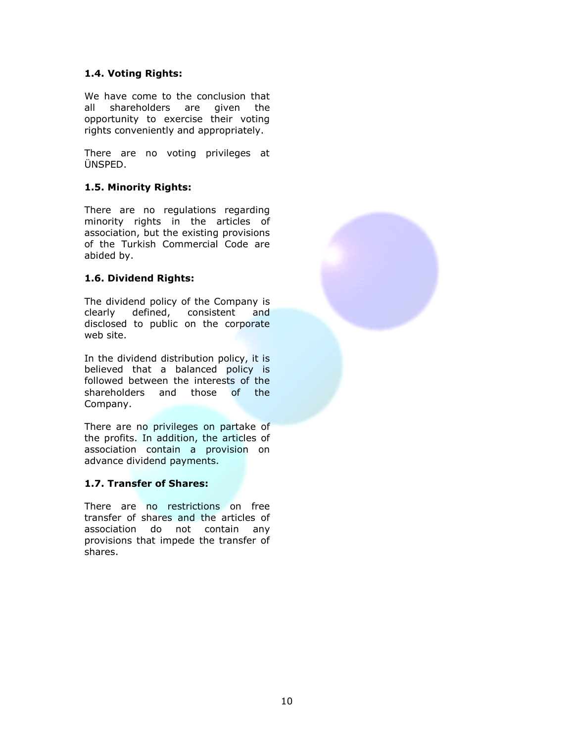### 1.4. Voting Rights:

We have come to the conclusion that all shareholders are given the opportunity to exercise their voting rights conveniently and appropriately.

There are no voting privileges at ÜNSPED.

### 1.5. Minority Rights:

There are no regulations regarding minority rights in the articles of association, but the existing provisions of the Turkish Commercial Code are abided by.

### 1.6. Dividend Rights:

The dividend policy of the Company is clearly defined, consistent and disclosed to public on the corporate web site.

In the dividend distribution policy, it is believed that a balanced policy is followed between the interests of the shareholders and those of the Company.

There are no privileges on partake of the profits. In addition, the articles of association contain a provision on advance dividend payments.

### 1.7. Transfer of Shares:

There are no restrictions on free transfer of shares and the articles of association do not contain any provisions that impede the transfer of shares.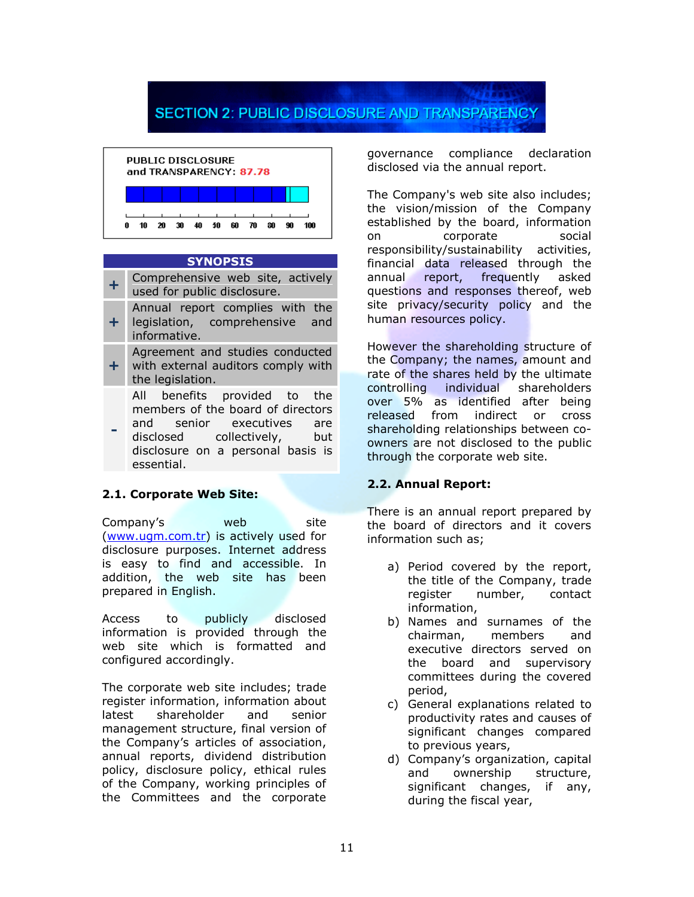# SECTION 2: PUBLIC DISCLOSURE AND TRANSPARENCY

**PUBLIC DISCLOSURE and TRANSPARENCY: 87.78**

0 10 20 30 40 50 60 70 80 90 100

| SYNOPSIS | |
|---|---|
| + | Comprehensive web site, actively used for public disclosure. |
| + | Annual report complies with the legislation, comprehensive and informative. |
| + | Agreement and studies conducted with external auditors comply with the legislation. |
| - | All benefits provided to the members of the board of directors and senior executives are disclosed collectively, but disclosure on a personal basis is essential. |

## 2.1. Corporate Web Site:

Company's web site (www.ugm.com.tr) is actively used for disclosure purposes. Internet address is easy to find and accessible. In addition, the web site has been prepared in English.

Access to publicly disclosed information is provided through the web site which is formatted and configured accordingly.

The corporate web site includes; trade register information, information about latest shareholder and senior management structure, final version of the Company's articles of association, annual reports, dividend distribution policy, disclosure policy, ethical rules of the Company, working principles of the Committees and the corporate governance compliance declaration disclosed via the annual report.

The Company's web site also includes; the vision/mission of the Company established by the board, information on corporate social responsibility/sustainability activities, financial data released through the annual report, frequently asked questions and responses thereof, web site privacy/security policy and the human resources policy.

However the shareholding structure of the Company; the names, amount and rate of the shares held by the ultimate controlling individual shareholders over 5% as identified after being released from indirect or cross shareholding relationships between co-owners are not disclosed to the public through the corporate web site.

## 2.2. Annual Report:

There is an annual report prepared by the board of directors and it covers information such as;

a) Period covered by the report, the title of the Company, trade register number, contact information,
b) Names and surnames of the chairman, members and executive directors served on the board and supervisory committees during the covered period,
c) General explanations related to productivity rates and causes of significant changes compared to previous years,
d) Company's organization, capital and ownership structure, significant changes, if any, during the fiscal year,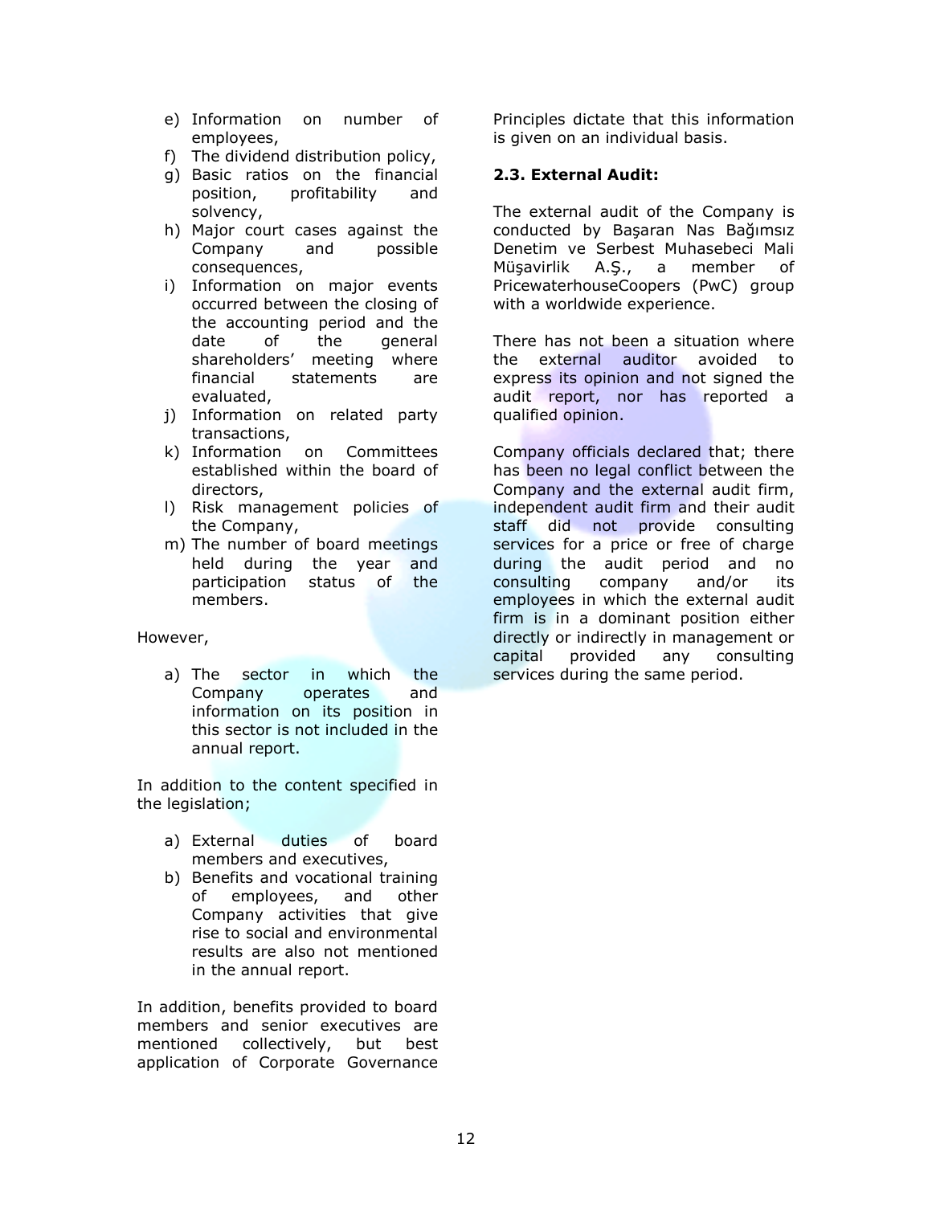e) Information on number of employees,
f) The dividend distribution policy,
g) Basic ratios on the financial position, profitability and solvency,
h) Major court cases against the Company and possible consequences,
i) Information on major events occurred between the closing of the accounting period and the date of the general shareholders' meeting where financial statements are evaluated,
j) Information on related party transactions,
k) Information on Committees established within the board of directors,
l) Risk management policies of the Company,
m) The number of board meetings held during the year and participation status of the members.

However,

a) The sector in which the Company operates and information on its position in this sector is not included in the annual report.

In addition to the content specified in the legislation;

a) External duties of board members and executives,
b) Benefits and vocational training of employees, and other Company activities that give rise to social and environmental results are also not mentioned in the annual report.

In addition, benefits provided to board members and senior executives are mentioned collectively, but best application of Corporate Governance Principles dictate that this information is given on an individual basis.

**2.3. External Audit:**

The external audit of the Company is conducted by Başaran Nas Bağımsız Denetim ve Serbest Muhasebeci Mali Müşavirlik A.Ş., a member of PricewaterhouseCoopers (PwC) group with a worldwide experience.

There has not been a situation where the external auditor avoided to express its opinion and not signed the audit report, nor has reported a qualified opinion.

Company officials declared that; there has been no legal conflict between the Company and the external audit firm, independent audit firm and their audit staff did not provide consulting services for a price or free of charge during the audit period and no consulting company and/or its employees in which the external audit firm is in a dominant position either directly or indirectly in management or capital provided any consulting services during the same period.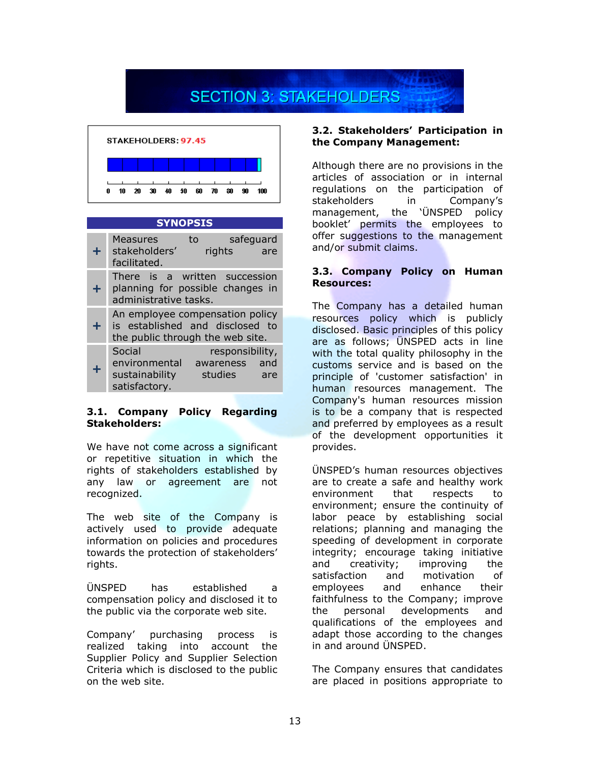# SECTION 3: STAKEHOLDERS

STAKEHOLDERS: 97.45

## SYNOPSIS

| | |
|---|---|
| + | Measures to safeguard stakeholders' rights are facilitated. |
| + | There is a written succession planning for possible changes in administrative tasks. |
| + | An employee compensation policy is established and disclosed to the public through the web site. |
| + | Social responsibility, environmental awareness and sustainability studies are satisfactory. |

### 3.1. Company Policy Regarding Stakeholders:

We have not come across a significant or repetitive situation in which the rights of stakeholders established by any law or agreement are not recognized.

The web site of the Company is actively used to provide adequate information on policies and procedures towards the protection of stakeholders' rights.

ÜNSPED has established a compensation policy and disclosed it to the public via the corporate web site.

Company' purchasing process is realized taking into account the Supplier Policy and Supplier Selection Criteria which is disclosed to the public on the web site.

### 3.2. Stakeholders' Participation in the Company Management:

Although there are no provisions in the articles of association or in internal regulations on the participation of stakeholders in Company's management, the 'ÜNSPED policy booklet' permits the employees to offer suggestions to the management and/or submit claims.

### 3.3. Company Policy on Human Resources:

The Company has a detailed human resources policy which is publicly disclosed. Basic principles of this policy are as follows; ÜNSPED acts in line with the total quality philosophy in the customs service and is based on the principle of 'customer satisfaction' in human resources management. The Company's human resources mission is to be a company that is respected and preferred by employees as a result of the development opportunities it provides.

ÜNSPED's human resources objectives are to create a safe and healthy work environment that respects to environment; ensure the continuity of labor peace by establishing social relations; planning and managing the speeding of development in corporate integrity; encourage taking initiative and creativity; improving the satisfaction and motivation of employees and enhance their faithfulness to the Company; improve the personal developments and qualifications of the employees and adapt those according to the changes in and around ÜNSPED.

The Company ensures that candidates are placed in positions appropriate to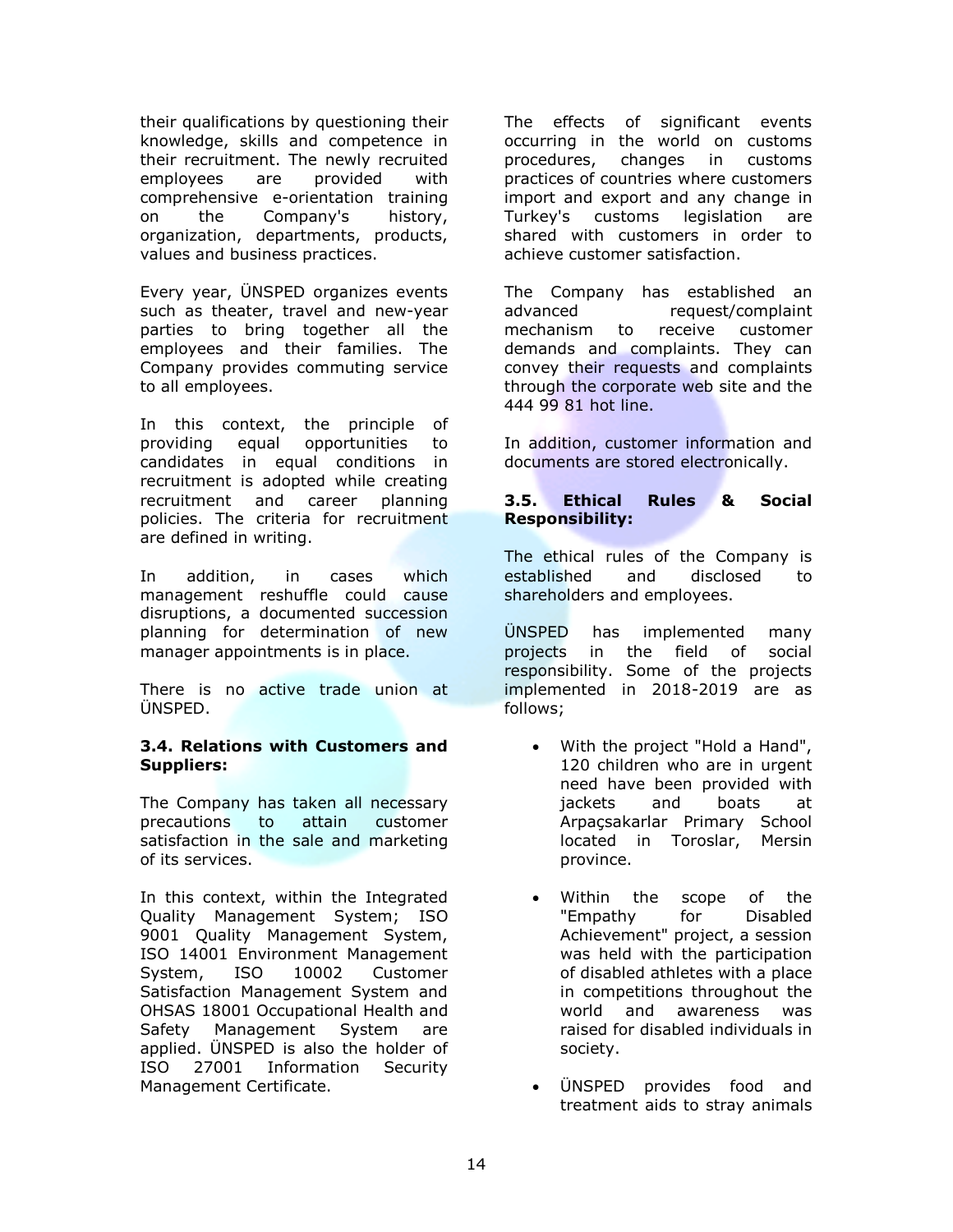their qualifications by questioning their knowledge, skills and competence in their recruitment. The newly recruited employees are provided with comprehensive e-orientation training on the Company's history, organization, departments, products, values and business practices.

Every year, ÜNSPED organizes events such as theater, travel and new-year parties to bring together all the employees and their families. The Company provides commuting service to all employees.

In this context, the principle of providing equal opportunities to candidates in equal conditions in recruitment is adopted while creating recruitment and career planning policies. The criteria for recruitment are defined in writing.

In addition, in cases which management reshuffle could cause disruptions, a documented succession planning for determination of new manager appointments is in place.

There is no active trade union at ÜNSPED.

**3.4. Relations with Customers and Suppliers:**

The Company has taken all necessary precautions to attain customer satisfaction in the sale and marketing of its services.

In this context, within the Integrated Quality Management System; ISO 9001 Quality Management System, ISO 14001 Environment Management System, ISO 10002 Customer Satisfaction Management System and OHSAS 18001 Occupational Health and Safety Management System are applied. ÜNSPED is also the holder of ISO 27001 Information Security Management Certificate.

The effects of significant events occurring in the world on customs procedures, changes in customs practices of countries where customers import and export and any change in Turkey's customs legislation are shared with customers in order to achieve customer satisfaction.

The Company has established an advanced request/complaint mechanism to receive customer demands and complaints. They can convey their requests and complaints through the corporate web site and the 444 99 81 hot line.

In addition, customer information and documents are stored electronically.

**3.5. Ethical Rules & Social Responsibility:**

The ethical rules of the Company is established and disclosed to shareholders and employees.

ÜNSPED has implemented many projects in the field of social responsibility. Some of the projects implemented in 2018-2019 are as follows;

- With the project "Hold a Hand", 120 children who are in urgent need have been provided with jackets and boats at Arpaçsakarlar Primary School located in Toroslar, Mersin province.
- Within the scope of the "Empathy for Disabled Achievement" project, a session was held with the participation of disabled athletes with a place in competitions throughout the world and awareness was raised for disabled individuals in society.
- ÜNSPED provides food and treatment aids to stray animals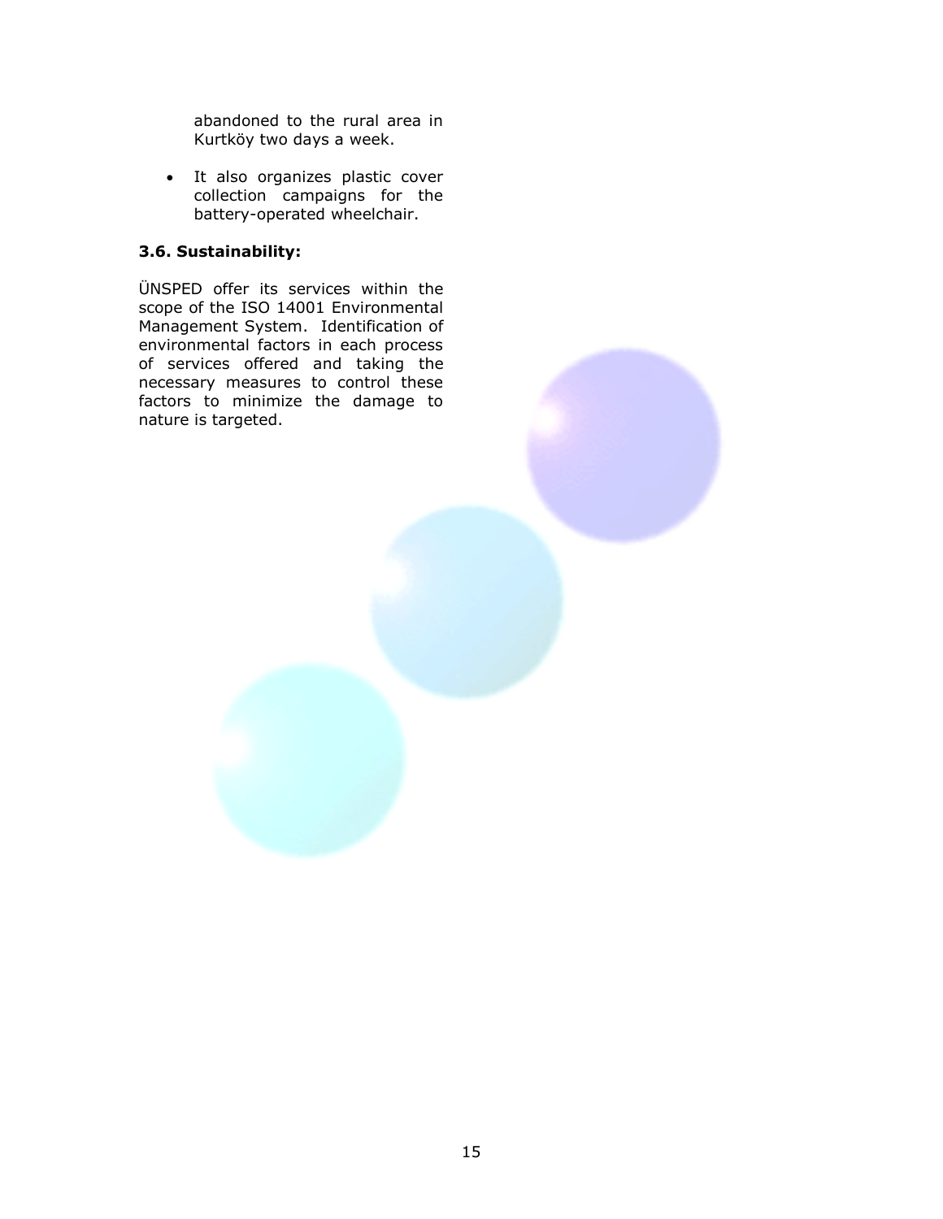abandoned to the rural area in Kurtköy two days a week.

- It also organizes plastic cover collection campaigns for the battery-operated wheelchair.

### 3.6. Sustainability:

ÜNSPED offer its services within the scope of the ISO 14001 Environmental Management System. Identification of environmental factors in each process of services offered and taking the necessary measures to control these factors to minimize the damage to nature is targeted.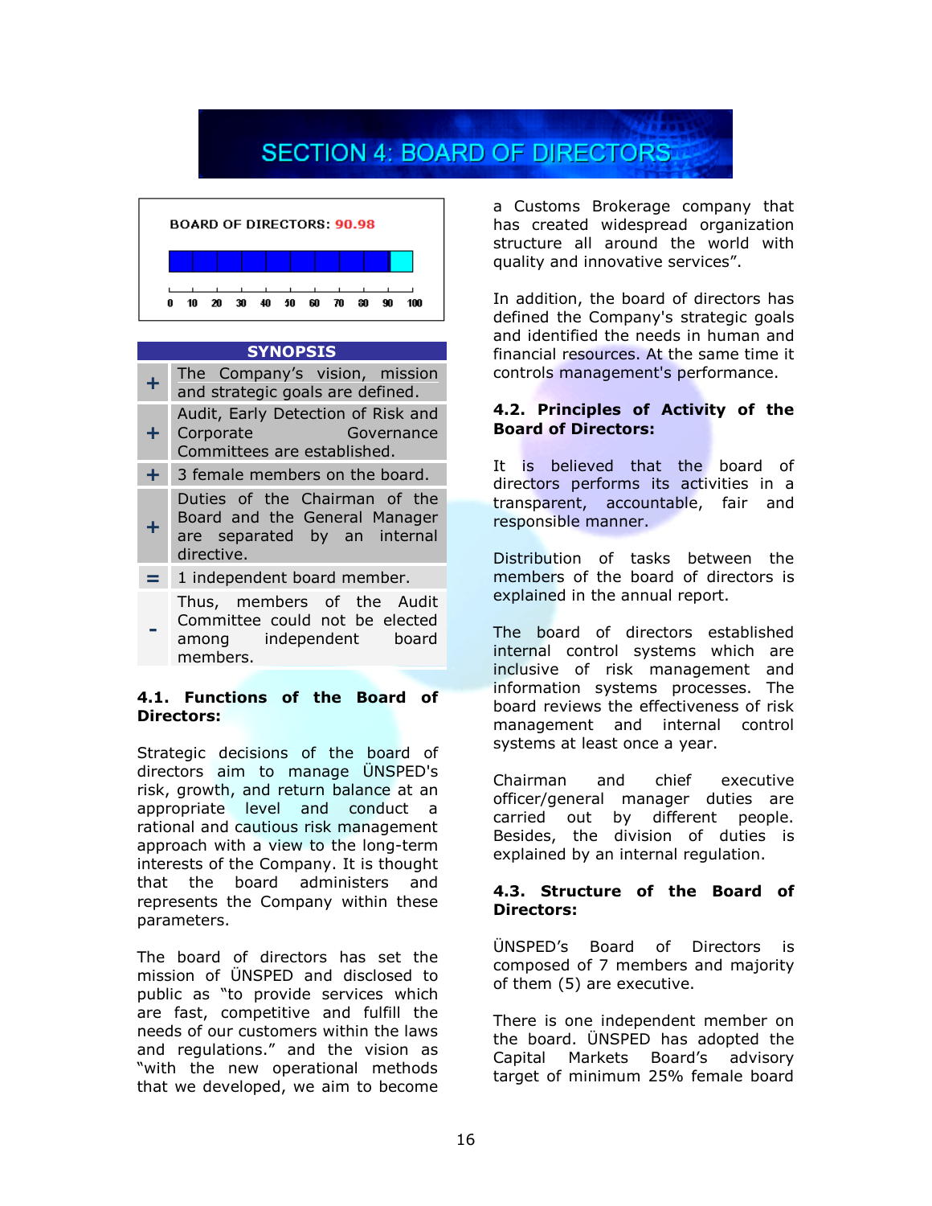# SECTION 4: BOARD OF DIRECTORS

**BOARD OF DIRECTORS: 90.98**

| SYNOPSIS | |
|---|---|
| + | The Company's vision, mission and strategic goals are defined. |
| + | Audit, Early Detection of Risk and Corporate Governance Committees are established. |
| + | 3 female members on the board. |
| + | Duties of the Chairman of the Board and the General Manager are separated by an internal directive. |
| = | 1 independent board member. |
| - | Thus, members of the Audit Committee could not be elected among independent board members. |

### 4.1. Functions of the Board of Directors:

Strategic decisions of the board of directors aim to manage ÜNSPED's risk, growth, and return balance at an appropriate level and conduct a rational and cautious risk management approach with a view to the long-term interests of the Company. It is thought that the board administers and represents the Company within these parameters.

The board of directors has set the mission of ÜNSPED and disclosed to public as "to provide services which are fast, competitive and fulfill the needs of our customers within the laws and regulations." and the vision as "with the new operational methods that we developed, we aim to become a Customs Brokerage company that has created widespread organization structure all around the world with quality and innovative services".

In addition, the board of directors has defined the Company's strategic goals and identified the needs in human and financial resources. At the same time it controls management's performance.

### 4.2. Principles of Activity of the Board of Directors:

It is believed that the board of directors performs its activities in a transparent, accountable, fair and responsible manner.

Distribution of tasks between the members of the board of directors is explained in the annual report.

The board of directors established internal control systems which are inclusive of risk management and information systems processes. The board reviews the effectiveness of risk management and internal control systems at least once a year.

Chairman and chief executive officer/general manager duties are carried out by different people. Besides, the division of duties is explained by an internal regulation.

### 4.3. Structure of the Board of Directors:

ÜNSPED's Board of Directors is composed of 7 members and majority of them (5) are executive.

There is one independent member on the board. ÜNSPED has adopted the Capital Markets Board's advisory target of minimum 25% female board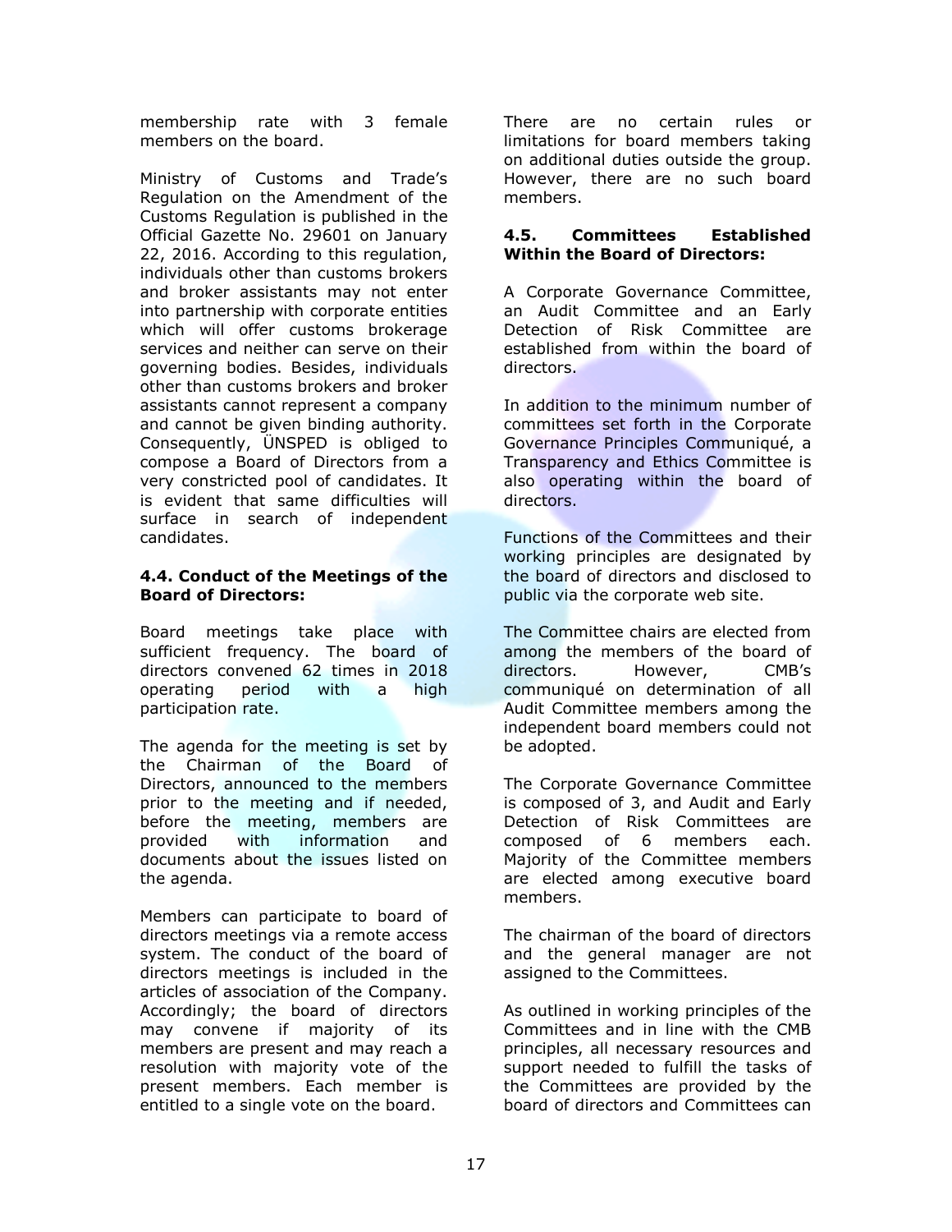membership rate with 3 female members on the board.

Ministry of Customs and Trade's Regulation on the Amendment of the Customs Regulation is published in the Official Gazette No. 29601 on January 22, 2016. According to this regulation, individuals other than customs brokers and broker assistants may not enter into partnership with corporate entities which will offer customs brokerage services and neither can serve on their governing bodies. Besides, individuals other than customs brokers and broker assistants cannot represent a company and cannot be given binding authority. Consequently, ÜNSPED is obliged to compose a Board of Directors from a very constricted pool of candidates. It is evident that same difficulties will surface in search of independent candidates.

**4.4. Conduct of the Meetings of the Board of Directors:**

Board meetings take place with sufficient frequency. The board of directors convened 62 times in 2018 operating period with a high participation rate.

The agenda for the meeting is set by the Chairman of the Board of Directors, announced to the members prior to the meeting and if needed, before the meeting, members are provided with information and documents about the issues listed on the agenda.

Members can participate to board of directors meetings via a remote access system. The conduct of the board of directors meetings is included in the articles of association of the Company. Accordingly; the board of directors may convene if majority of its members are present and may reach a resolution with majority vote of the present members. Each member is entitled to a single vote on the board.

There are no certain rules or limitations for board members taking on additional duties outside the group. However, there are no such board members.

**4.5. Committees Established Within the Board of Directors:**

A Corporate Governance Committee, an Audit Committee and an Early Detection of Risk Committee are established from within the board of directors.

In addition to the minimum number of committees set forth in the Corporate Governance Principles Communiqué, a Transparency and Ethics Committee is also operating within the board of directors.

Functions of the Committees and their working principles are designated by the board of directors and disclosed to public via the corporate web site.

The Committee chairs are elected from among the members of the board of directors. However, CMB's communiqué on determination of all Audit Committee members among the independent board members could not be adopted.

The Corporate Governance Committee is composed of 3, and Audit and Early Detection of Risk Committees are composed of 6 members each. Majority of the Committee members are elected among executive board members.

The chairman of the board of directors and the general manager are not assigned to the Committees.

As outlined in working principles of the Committees and in line with the CMB principles, all necessary resources and support needed to fulfill the tasks of the Committees are provided by the board of directors and Committees can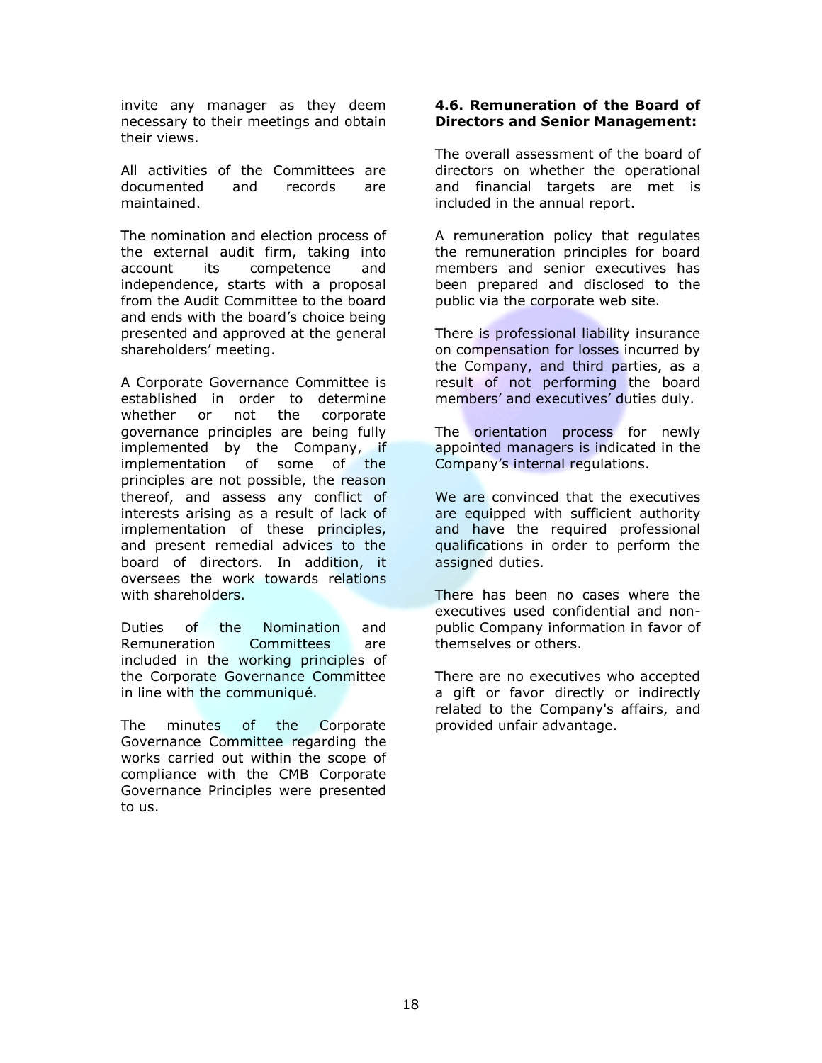invite any manager as they deem necessary to their meetings and obtain their views.

All activities of the Committees are documented and records are maintained.

The nomination and election process of the external audit firm, taking into account its competence and independence, starts with a proposal from the Audit Committee to the board and ends with the board's choice being presented and approved at the general shareholders' meeting.

A Corporate Governance Committee is established in order to determine whether or not the corporate governance principles are being fully implemented by the Company, if implementation of some of the principles are not possible, the reason thereof, and assess any conflict of interests arising as a result of lack of implementation of these principles, and present remedial advices to the board of directors. In addition, it oversees the work towards relations with shareholders.

Duties of the Nomination and Remuneration Committees are included in the working principles of the Corporate Governance Committee in line with the communiqué.

The minutes of the Corporate Governance Committee regarding the works carried out within the scope of compliance with the CMB Corporate Governance Principles were presented to us.

**4.6. Remuneration of the Board of Directors and Senior Management:**

The overall assessment of the board of directors on whether the operational and financial targets are met is included in the annual report.

A remuneration policy that regulates the remuneration principles for board members and senior executives has been prepared and disclosed to the public via the corporate web site.

There is professional liability insurance on compensation for losses incurred by the Company, and third parties, as a result of not performing the board members' and executives' duties duly.

The orientation process for newly appointed managers is indicated in the Company's internal regulations.

We are convinced that the executives are equipped with sufficient authority and have the required professional qualifications in order to perform the assigned duties.

There has been no cases where the executives used confidential and non-public Company information in favor of themselves or others.

There are no executives who accepted a gift or favor directly or indirectly related to the Company's affairs, and provided unfair advantage.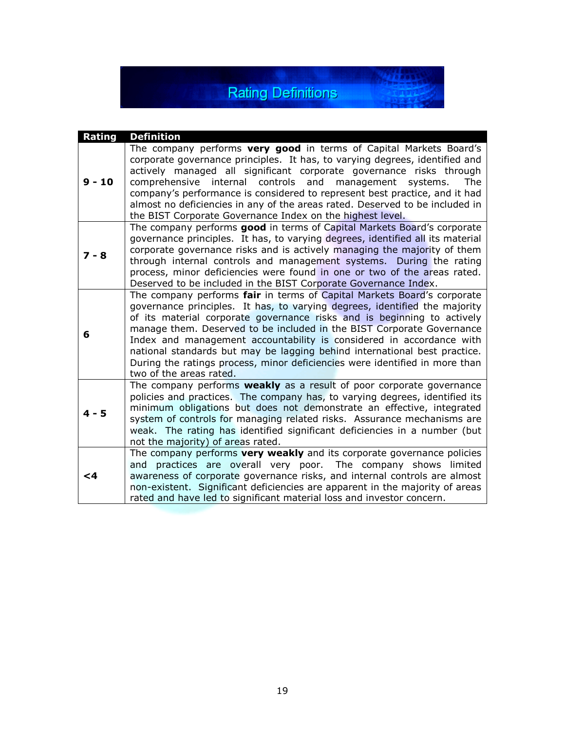# Rating Definitions

| Rating | Definition |
|---|---|
| **9 - 10** | The company performs **very good** in terms of Capital Markets Board's corporate governance principles. It has, to varying degrees, identified and actively managed all significant corporate governance risks through comprehensive internal controls and management systems. The company's performance is considered to represent best practice, and it had almost no deficiencies in any of the areas rated. Deserved to be included in the BIST Corporate Governance Index on the highest level. |
| **7 - 8** | The company performs **good** in terms of Capital Markets Board's corporate governance principles. It has, to varying degrees, identified all its material corporate governance risks and is actively managing the majority of them through internal controls and management systems. During the rating process, minor deficiencies were found in one or two of the areas rated. Deserved to be included in the BIST Corporate Governance Index. |
| **6** | The company performs **fair** in terms of Capital Markets Board's corporate governance principles. It has, to varying degrees, identified the majority of its material corporate governance risks and is beginning to actively manage them. Deserved to be included in the BIST Corporate Governance Index and management accountability is considered in accordance with national standards but may be lagging behind international best practice. During the ratings process, minor deficiencies were identified in more than two of the areas rated. |
| **4 - 5** | The company performs **weakly** as a result of poor corporate governance policies and practices. The company has, to varying degrees, identified its minimum obligations but does not demonstrate an effective, integrated system of controls for managing related risks. Assurance mechanisms are weak. The rating has identified significant deficiencies in a number (but not the majority) of areas rated. |
| **<4** | The company performs **very weakly** and its corporate governance policies and practices are overall very poor. The company shows limited awareness of corporate governance risks, and internal controls are almost non-existent. Significant deficiencies are apparent in the majority of areas rated and have led to significant material loss and investor concern. |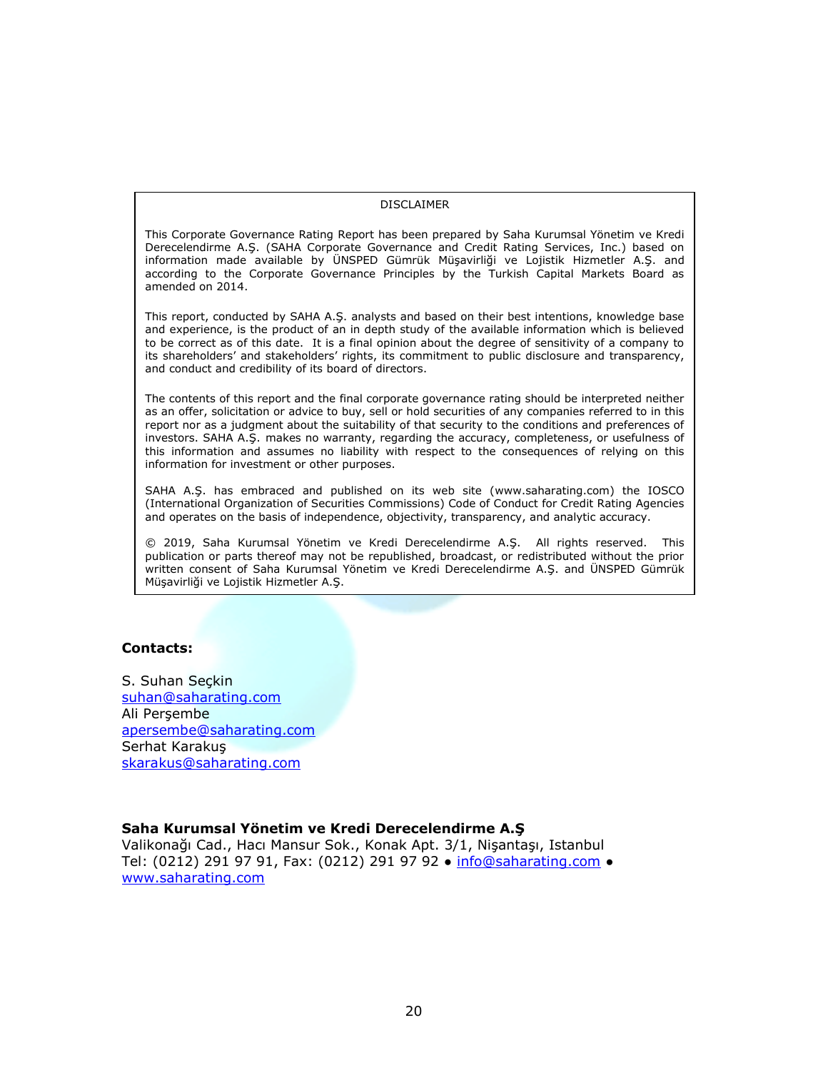DISCLAIMER

This Corporate Governance Rating Report has been prepared by Saha Kurumsal Yönetim ve Kredi Derecelendirme A.Ş. (SAHA Corporate Governance and Credit Rating Services, Inc.) based on information made available by ÜNSPED Gümrük Müşavirliği ve Lojistik Hizmetler A.Ş. and according to the Corporate Governance Principles by the Turkish Capital Markets Board as amended on 2014.

This report, conducted by SAHA A.Ş. analysts and based on their best intentions, knowledge base and experience, is the product of an in depth study of the available information which is believed to be correct as of this date. It is a final opinion about the degree of sensitivity of a company to its shareholders' and stakeholders' rights, its commitment to public disclosure and transparency, and conduct and credibility of its board of directors.

The contents of this report and the final corporate governance rating should be interpreted neither as an offer, solicitation or advice to buy, sell or hold securities of any companies referred to in this report nor as a judgment about the suitability of that security to the conditions and preferences of investors. SAHA A.Ş. makes no warranty, regarding the accuracy, completeness, or usefulness of this information and assumes no liability with respect to the consequences of relying on this information for investment or other purposes.

SAHA A.Ş. has embraced and published on its web site (www.saharating.com) the IOSCO (International Organization of Securities Commissions) Code of Conduct for Credit Rating Agencies and operates on the basis of independence, objectivity, transparency, and analytic accuracy.

© 2019, Saha Kurumsal Yönetim ve Kredi Derecelendirme A.Ş. All rights reserved. This publication or parts thereof may not be republished, broadcast, or redistributed without the prior written consent of Saha Kurumsal Yönetim ve Kredi Derecelendirme A.Ş. and ÜNSPED Gümrük Müşavirliği ve Lojistik Hizmetler A.Ş.

**Contacts:**

S. Suhan Seçkin
suhan@saharating.com
Ali Perşembe
apersembe@saharating.com
Serhat Karakuş
skarakus@saharating.com

**Saha Kurumsal Yönetim ve Kredi Derecelendirme A.Ş**
Valikonağı Cad., Hacı Mansur Sok., Konak Apt. 3/1, Nişantaşı, Istanbul
Tel: (0212) 291 97 91, Fax: (0212) 291 97 92 ● info@saharating.com ● www.saharating.com